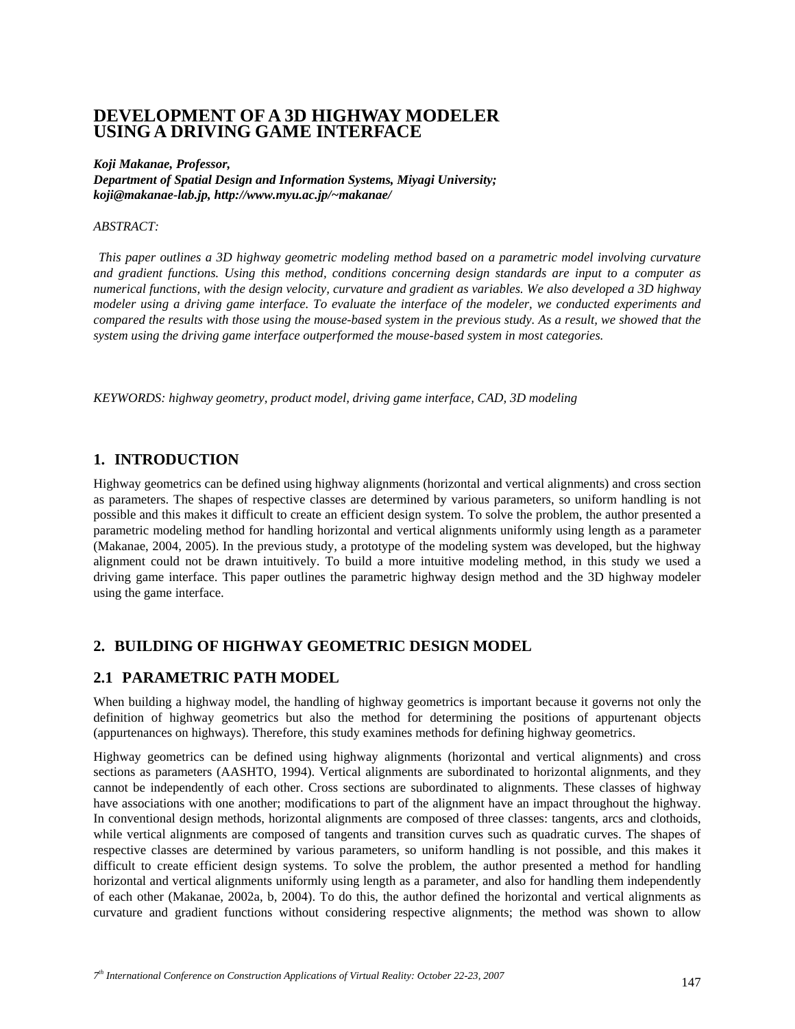# DEVELOPMENT OF A 3D HIGHWAY MODELER USING A DRIVING GAME INTERFACE

***Koji Makanae, Professor,***
***Department of Spatial Design and Information Systems, Miyagi University;***
***koji@makanae-lab.jp, http://www.myu.ac.jp/~makanae/***

*ABSTRACT:*

*This paper outlines a 3D highway geometric modeling method based on a parametric model involving curvature and gradient functions. Using this method, conditions concerning design standards are input to a computer as numerical functions, with the design velocity, curvature and gradient as variables. We also developed a 3D highway modeler using a driving game interface. To evaluate the interface of the modeler, we conducted experiments and compared the results with those using the mouse-based system in the previous study. As a result, we showed that the system using the driving game interface outperformed the mouse-based system in most categories.*

*KEYWORDS: highway geometry, product model, driving game interface, CAD, 3D modeling*

## 1. INTRODUCTION

Highway geometrics can be defined using highway alignments (horizontal and vertical alignments) and cross section as parameters. The shapes of respective classes are determined by various parameters, so uniform handling is not possible and this makes it difficult to create an efficient design system. To solve the problem, the author presented a parametric modeling method for handling horizontal and vertical alignments uniformly using length as a parameter (Makanae, 2004, 2005). In the previous study, a prototype of the modeling system was developed, but the highway alignment could not be drawn intuitively. To build a more intuitive modeling method, in this study we used a driving game interface. This paper outlines the parametric highway design method and the 3D highway modeler using the game interface.

## 2. BUILDING OF HIGHWAY GEOMETRIC DESIGN MODEL

### 2.1 PARAMETRIC PATH MODEL

When building a highway model, the handling of highway geometrics is important because it governs not only the definition of highway geometrics but also the method for determining the positions of appurtenant objects (appurtenances on highways). Therefore, this study examines methods for defining highway geometrics.

Highway geometrics can be defined using highway alignments (horizontal and vertical alignments) and cross sections as parameters (AASHTO, 1994). Vertical alignments are subordinated to horizontal alignments, and they cannot be independently of each other. Cross sections are subordinated to alignments. These classes of highway have associations with one another; modifications to part of the alignment have an impact throughout the highway. In conventional design methods, horizontal alignments are composed of three classes: tangents, arcs and clothoids, while vertical alignments are composed of tangents and transition curves such as quadratic curves. The shapes of respective classes are determined by various parameters, so uniform handling is not possible, and this makes it difficult to create efficient design systems. To solve the problem, the author presented a method for handling horizontal and vertical alignments uniformly using length as a parameter, and also for handling them independently of each other (Makanae, 2002a, b, 2004). To do this, the author defined the horizontal and vertical alignments as curvature and gradient functions without considering respective alignments; the method was shown to allow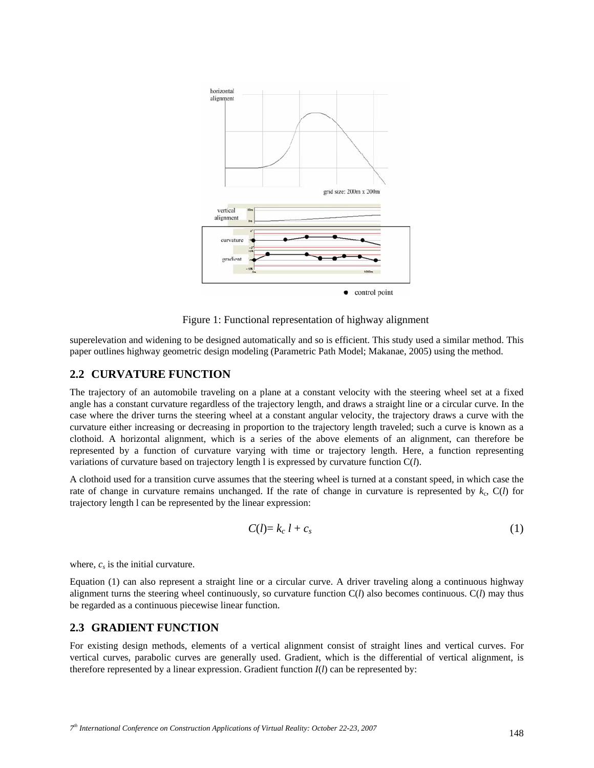Figure 1: Functional representation of highway alignment

superelevation and widening to be designed automatically and so is efficient. This study used a similar method. This paper outlines highway geometric design modeling (Parametric Path Model; Makanae, 2005) using the method.

## 2.2 CURVATURE FUNCTION

The trajectory of an automobile traveling on a plane at a constant velocity with the steering wheel set at a fixed angle has a constant curvature regardless of the trajectory length, and draws a straight line or a circular curve. In the case where the driver turns the steering wheel at a constant angular velocity, the trajectory draws a curve with the curvature either increasing or decreasing in proportion to the trajectory length traveled; such a curve is known as a clothoid. A horizontal alignment, which is a series of the above elements of an alignment, can therefore be represented by a function of curvature varying with time or trajectory length. Here, a function representing variations of curvature based on trajectory length l is expressed by curvature function C($l$).

A clothoid used for a transition curve assumes that the steering wheel is turned at a constant speed, in which case the rate of change in curvature remains unchanged. If the rate of change in curvature is represented by $k_c$, C($l$) for trajectory length l can be represented by the linear expression:

$$C(l)= k_c\, l + c_s \tag{1}$$

where, $c_s$ is the initial curvature.

Equation (1) can also represent a straight line or a circular curve. A driver traveling along a continuous highway alignment turns the steering wheel continuously, so curvature function C($l$) also becomes continuous. C($l$) may thus be regarded as a continuous piecewise linear function.

## 2.3 GRADIENT FUNCTION

For existing design methods, elements of a vertical alignment consist of straight lines and vertical curves. For vertical curves, parabolic curves are generally used. Gradient, which is the differential of vertical alignment, is therefore represented by a linear expression. Gradient function $I(l)$ can be represented by: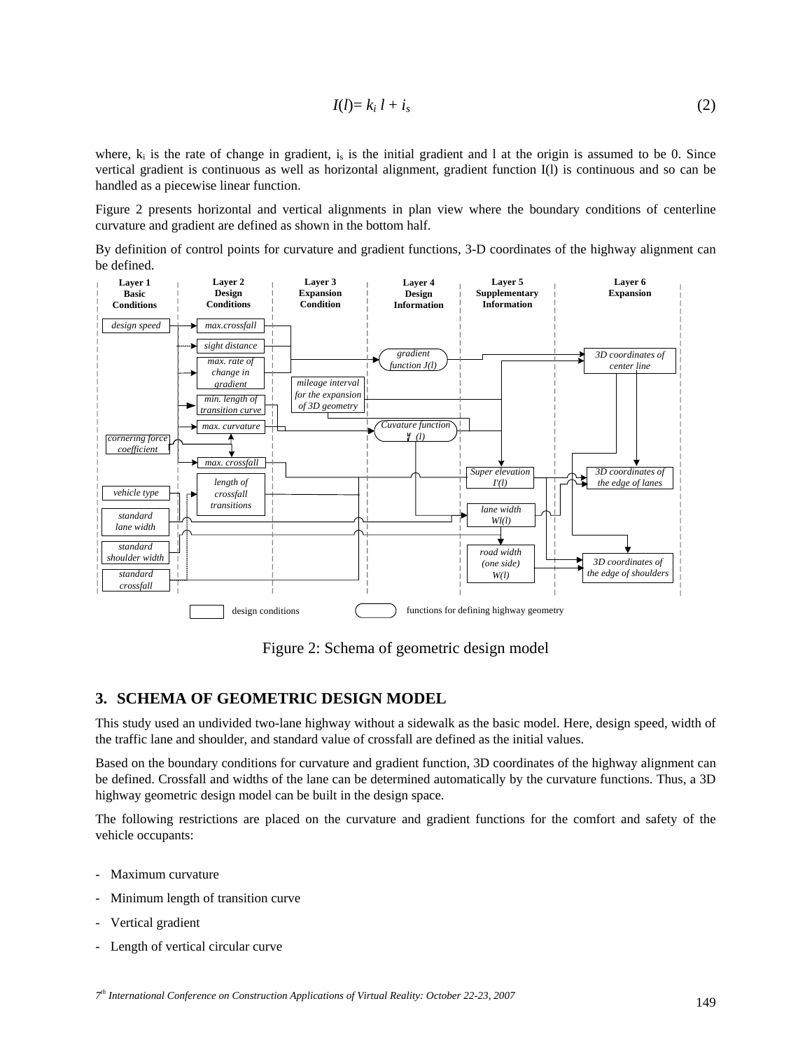$$I(l) = k_i\, l + i_s \tag{2}$$

where, $k_i$ is the rate of change in gradient, $i_s$ is the initial gradient and l at the origin is assumed to be 0. Since vertical gradient is continuous as well as horizontal alignment, gradient function I(l) is continuous and so can be handled as a piecewise linear function.

Figure 2 presents horizontal and vertical alignments in plan view where the boundary conditions of centerline curvature and gradient are defined as shown in the bottom half.

By definition of control points for curvature and gradient functions, 3-D coordinates of the highway alignment can be defined.

Figure 2: Schema of geometric design model

## 3. SCHEMA OF GEOMETRIC DESIGN MODEL

This study used an undivided two-lane highway without a sidewalk as the basic model. Here, design speed, width of the traffic lane and shoulder, and standard value of crossfall are defined as the initial values.

Based on the boundary conditions for curvature and gradient function, 3D coordinates of the highway alignment can be defined. Crossfall and widths of the lane can be determined automatically by the curvature functions. Thus, a 3D highway geometric design model can be built in the design space.

The following restrictions are placed on the curvature and gradient functions for the comfort and safety of the vehicle occupants:

- Maximum curvature
- Minimum length of transition curve
- Vertical gradient
- Length of vertical circular curve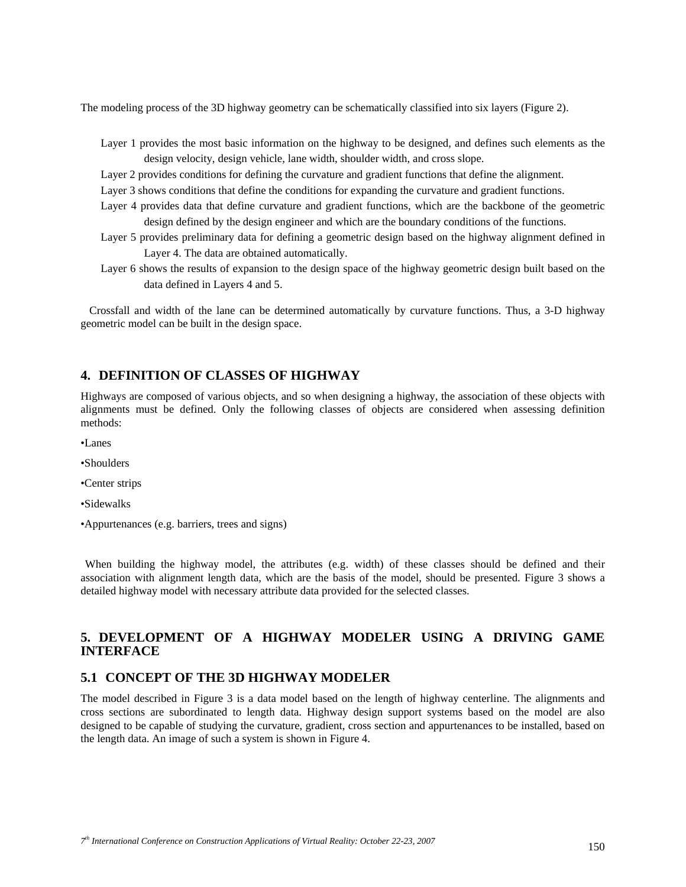The modeling process of the 3D highway geometry can be schematically classified into six layers (Figure 2).

Layer 1 provides the most basic information on the highway to be designed, and defines such elements as the design velocity, design vehicle, lane width, shoulder width, and cross slope.

Layer 2 provides conditions for defining the curvature and gradient functions that define the alignment.

Layer 3 shows conditions that define the conditions for expanding the curvature and gradient functions.

Layer 4 provides data that define curvature and gradient functions, which are the backbone of the geometric design defined by the design engineer and which are the boundary conditions of the functions.

Layer 5 provides preliminary data for defining a geometric design based on the highway alignment defined in Layer 4. The data are obtained automatically.

Layer 6 shows the results of expansion to the design space of the highway geometric design built based on the data defined in Layers 4 and 5.

Crossfall and width of the lane can be determined automatically by curvature functions. Thus, a 3-D highway geometric model can be built in the design space.

## 4. DEFINITION OF CLASSES OF HIGHWAY

Highways are composed of various objects, and so when designing a highway, the association of these objects with alignments must be defined. Only the following classes of objects are considered when assessing definition methods:

- Lanes
- Shoulders
- Center strips
- Sidewalks
- Appurtenances (e.g. barriers, trees and signs)

When building the highway model, the attributes (e.g. width) of these classes should be defined and their association with alignment length data, which are the basis of the model, should be presented. Figure 3 shows a detailed highway model with necessary attribute data provided for the selected classes.

## 5. DEVELOPMENT OF A HIGHWAY MODELER USING A DRIVING GAME INTERFACE

### 5.1 CONCEPT OF THE 3D HIGHWAY MODELER

The model described in Figure 3 is a data model based on the length of highway centerline. The alignments and cross sections are subordinated to length data. Highway design support systems based on the model are also designed to be capable of studying the curvature, gradient, cross section and appurtenances to be installed, based on the length data. An image of such a system is shown in Figure 4.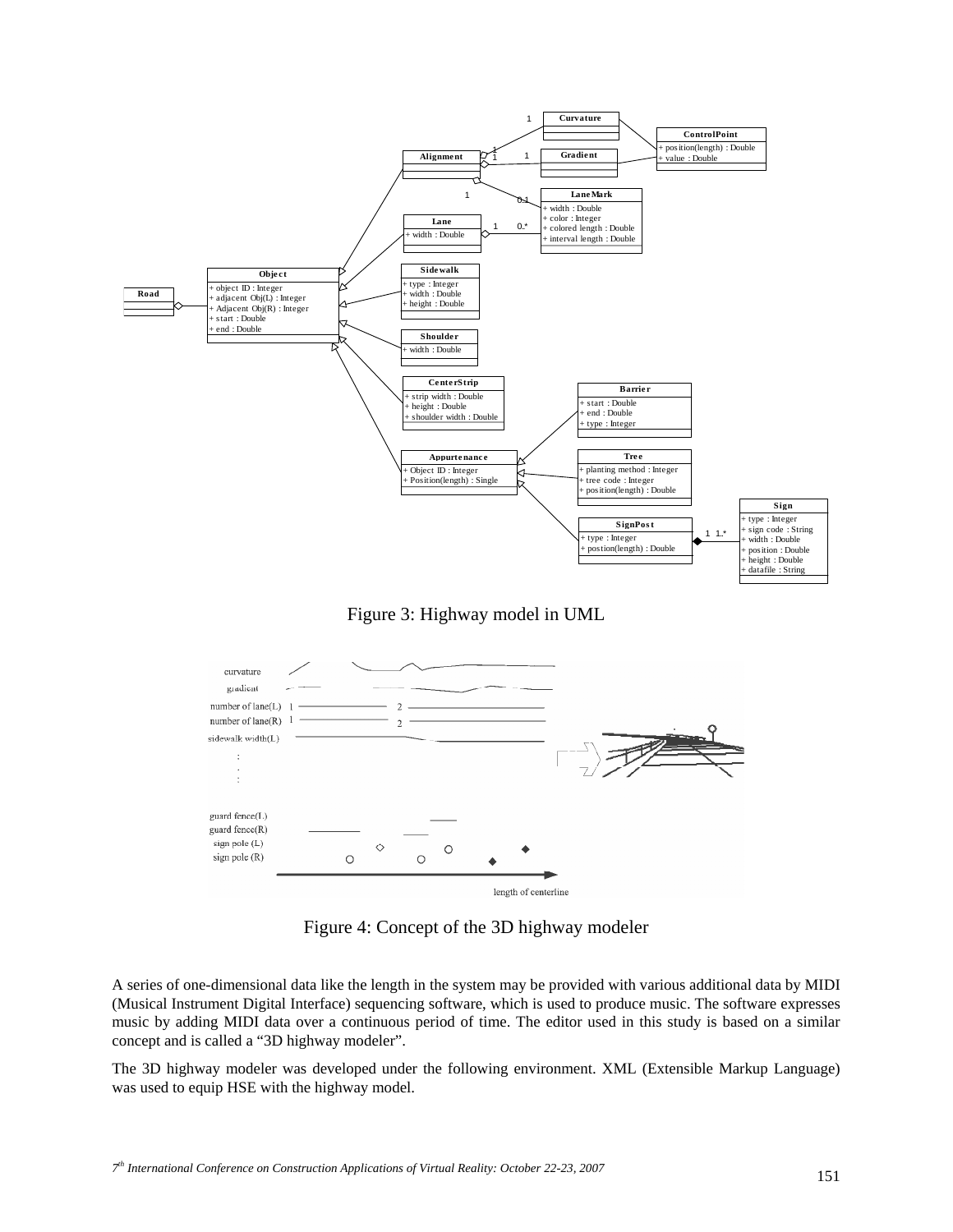Figure 3: Highway model in UML

Figure 4: Concept of the 3D highway modeler

A series of one-dimensional data like the length in the system may be provided with various additional data by MIDI (Musical Instrument Digital Interface) sequencing software, which is used to produce music. The software expresses music by adding MIDI data over a continuous period of time. The editor used in this study is based on a similar concept and is called a "3D highway modeler".

The 3D highway modeler was developed under the following environment. XML (Extensible Markup Language) was used to equip HSE with the highway model.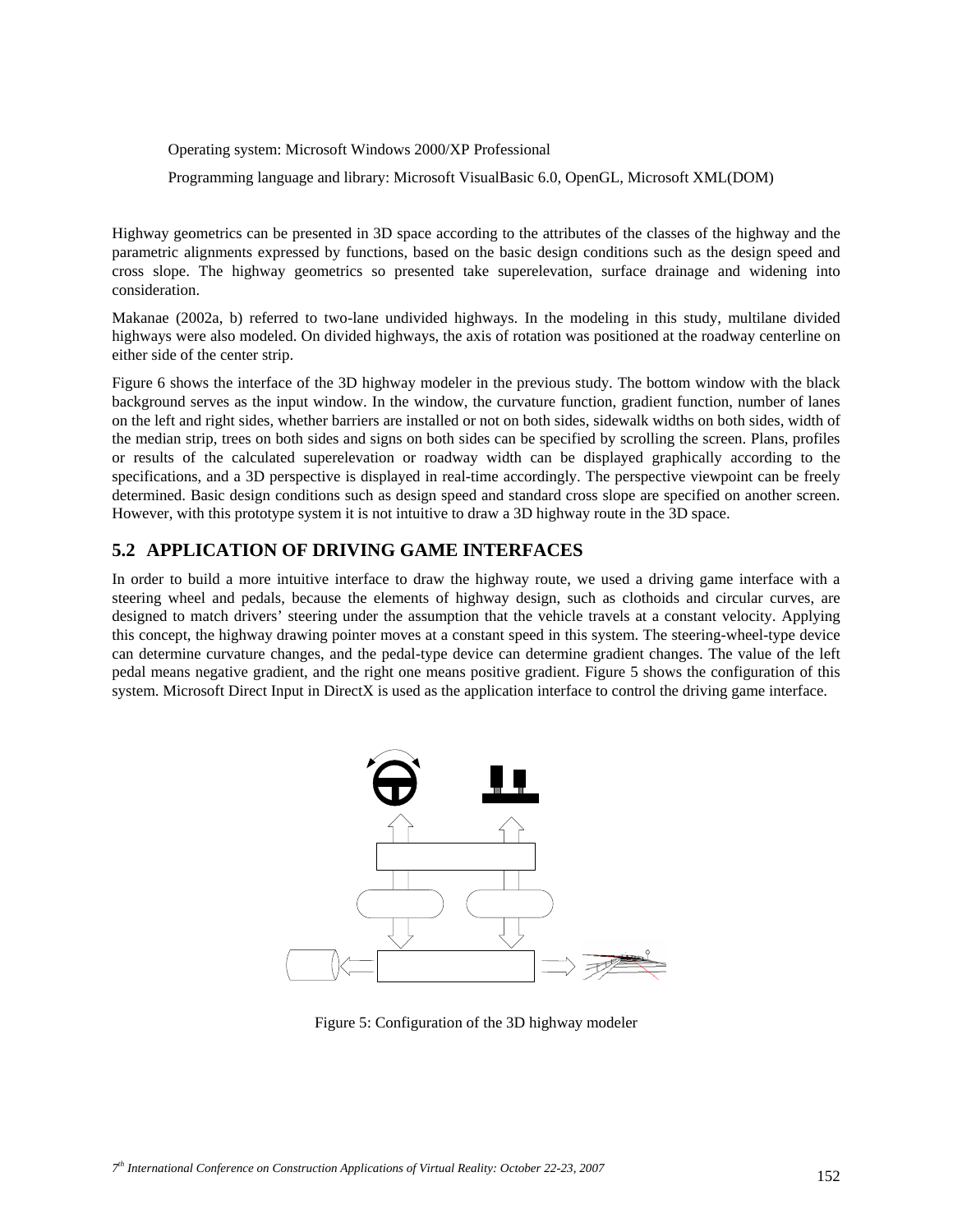Operating system: Microsoft Windows 2000/XP Professional

Programming language and library: Microsoft VisualBasic 6.0, OpenGL, Microsoft XML(DOM)

Highway geometrics can be presented in 3D space according to the attributes of the classes of the highway and the parametric alignments expressed by functions, based on the basic design conditions such as the design speed and cross slope. The highway geometrics so presented take superelevation, surface drainage and widening into consideration.

Makanae (2002a, b) referred to two-lane undivided highways. In the modeling in this study, multilane divided highways were also modeled. On divided highways, the axis of rotation was positioned at the roadway centerline on either side of the center strip.

Figure 6 shows the interface of the 3D highway modeler in the previous study. The bottom window with the black background serves as the input window. In the window, the curvature function, gradient function, number of lanes on the left and right sides, whether barriers are installed or not on both sides, sidewalk widths on both sides, width of the median strip, trees on both sides and signs on both sides can be specified by scrolling the screen. Plans, profiles or results of the calculated superelevation or roadway width can be displayed graphically according to the specifications, and a 3D perspective is displayed in real-time accordingly. The perspective viewpoint can be freely determined. Basic design conditions such as design speed and standard cross slope are specified on another screen. However, with this prototype system it is not intuitive to draw a 3D highway route in the 3D space.

## 5.2 APPLICATION OF DRIVING GAME INTERFACES

In order to build a more intuitive interface to draw the highway route, we used a driving game interface with a steering wheel and pedals, because the elements of highway design, such as clothoids and circular curves, are designed to match drivers' steering under the assumption that the vehicle travels at a constant velocity. Applying this concept, the highway drawing pointer moves at a constant speed in this system. The steering-wheel-type device can determine curvature changes, and the pedal-type device can determine gradient changes. The value of the left pedal means negative gradient, and the right one means positive gradient. Figure 5 shows the configuration of this system. Microsoft Direct Input in DirectX is used as the application interface to control the driving game interface.

Figure 5: Configuration of the 3D highway modeler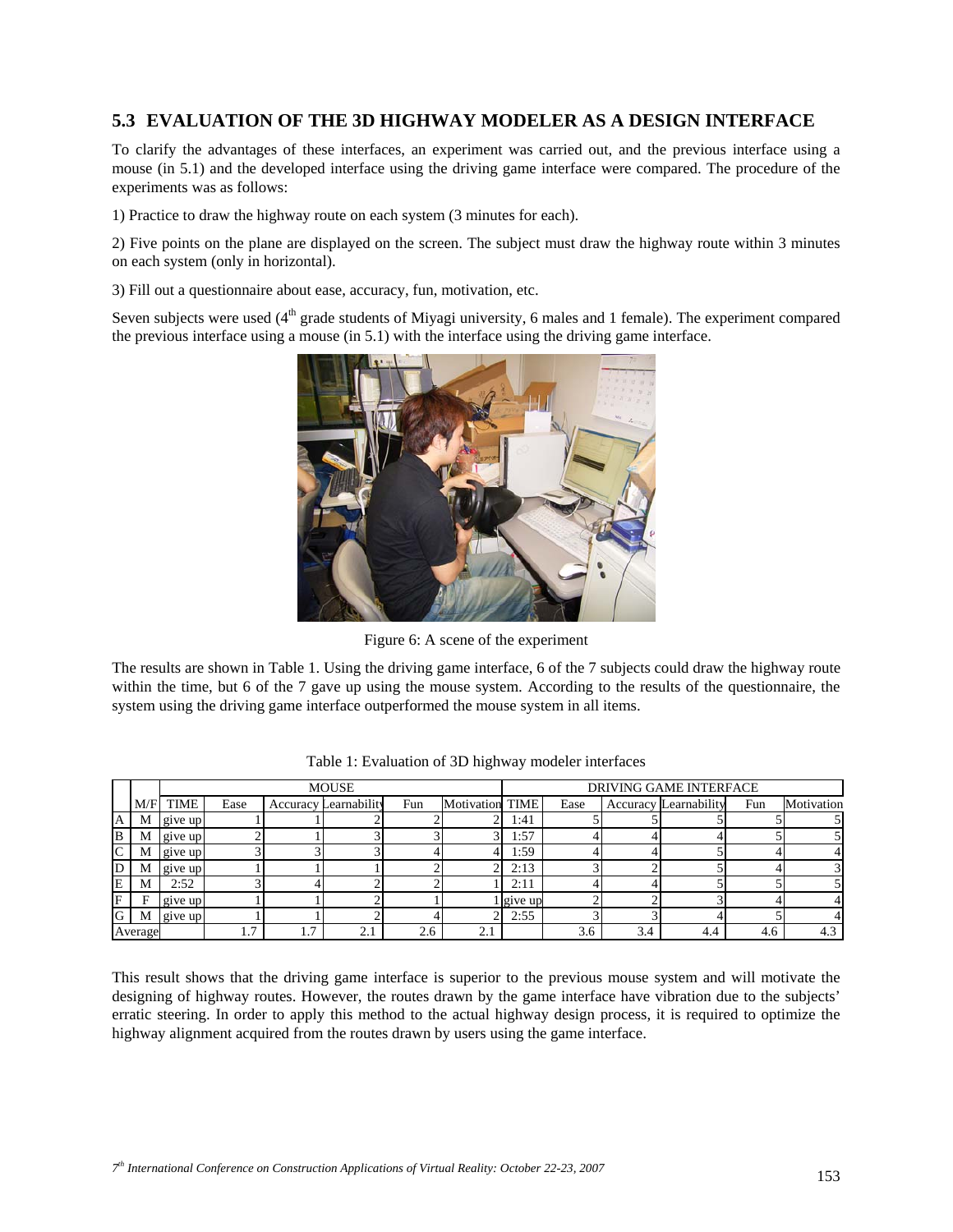## 5.3 EVALUATION OF THE 3D HIGHWAY MODELER AS A DESIGN INTERFACE

To clarify the advantages of these interfaces, an experiment was carried out, and the previous interface using a mouse (in 5.1) and the developed interface using the driving game interface were compared. The procedure of the experiments was as follows:

1) Practice to draw the highway route on each system (3 minutes for each).

2) Five points on the plane are displayed on the screen. The subject must draw the highway route within 3 minutes on each system (only in horizontal).

3) Fill out a questionnaire about ease, accuracy, fun, motivation, etc.

Seven subjects were used (4th grade students of Miyagi university, 6 males and 1 female). The experiment compared the previous interface using a mouse (in 5.1) with the interface using the driving game interface.

Figure 6: A scene of the experiment

The results are shown in Table 1. Using the driving game interface, 6 of the 7 subjects could draw the highway route within the time, but 6 of the 7 gave up using the mouse system. According to the results of the questionnaire, the system using the driving game interface outperformed the mouse system in all items.

Table 1: Evaluation of 3D highway modeler interfaces

| | | MOUSE | | | | | | DRIVING GAME INTERFACE | | | | | |
|---|---|---|---|---|---|---|---|---|---|---|---|---|---|
| | M/F | TIME | Ease | Accuracy | Learnability | Fun | Motivation | TIME | Ease | Accuracy | Learnability | Fun | Motivation |
| A | M | give up | 1 | 1 | 2 | 2 | 2 | 1:41 | 5 | 5 | 5 | 5 | 5 |
| B | M | give up | 2 | 1 | 3 | 3 | 3 | 1:57 | 4 | 4 | 4 | 5 | 5 |
| C | M | give up | 3 | 3 | 3 | 4 | 4 | 1:59 | 4 | 4 | 5 | 4 | 4 |
| D | M | give up | 1 | 1 | 1 | 2 | 2 | 2:13 | 3 | 2 | 5 | 4 | 3 |
| E | M | 2:52 | 3 | 4 | 2 | 2 | 1 | 2:11 | 4 | 4 | 5 | 5 | 5 |
| F | F | give up | 1 | 1 | 2 | 1 | 1 | give up | 2 | 2 | 3 | 4 | 4 |
| G | M | give up | 1 | 1 | 2 | 4 | 2 | 2:55 | 3 | 3 | 4 | 5 | 4 |
| Average | | | 1.7 | 1.7 | 2.1 | 2.6 | 2.1 | | 3.6 | 3.4 | 4.4 | 4.6 | 4.3 |

This result shows that the driving game interface is superior to the previous mouse system and will motivate the designing of highway routes. However, the routes drawn by the game interface have vibration due to the subjects' erratic steering. In order to apply this method to the actual highway design process, it is required to optimize the highway alignment acquired from the routes drawn by users using the game interface.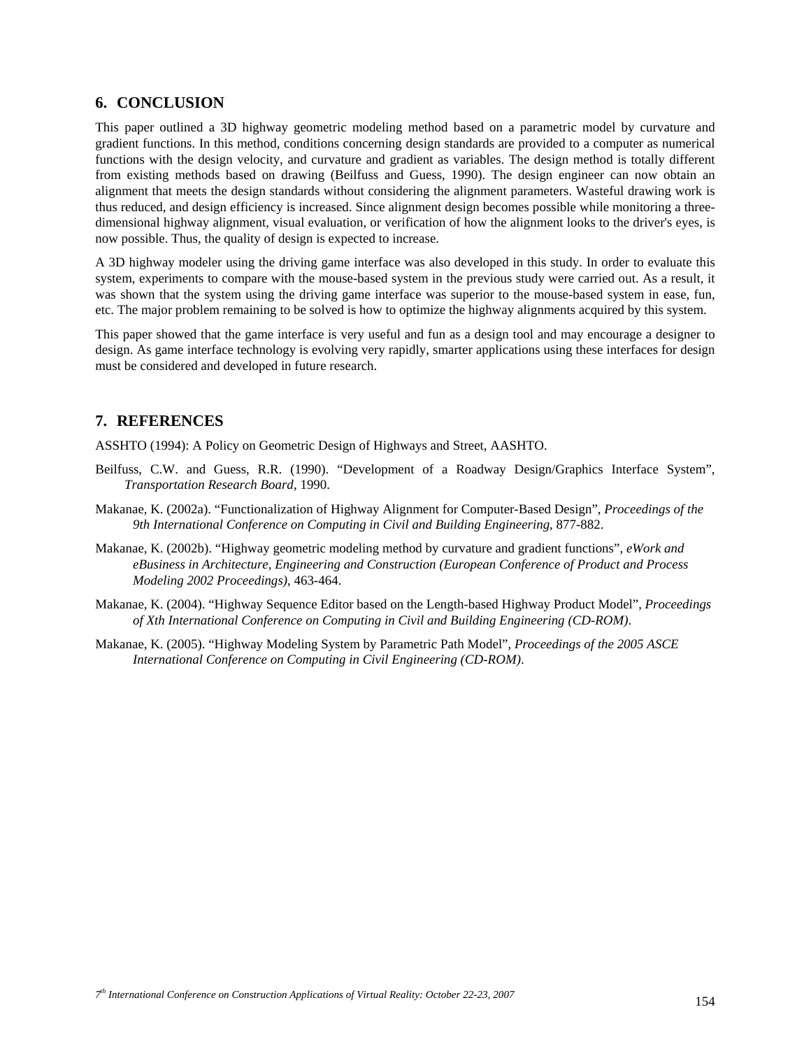## 6. CONCLUSION

This paper outlined a 3D highway geometric modeling method based on a parametric model by curvature and gradient functions. In this method, conditions concerning design standards are provided to a computer as numerical functions with the design velocity, and curvature and gradient as variables. The design method is totally different from existing methods based on drawing (Beilfuss and Guess, 1990). The design engineer can now obtain an alignment that meets the design standards without considering the alignment parameters. Wasteful drawing work is thus reduced, and design efficiency is increased. Since alignment design becomes possible while monitoring a three-dimensional highway alignment, visual evaluation, or verification of how the alignment looks to the driver's eyes, is now possible. Thus, the quality of design is expected to increase.

A 3D highway modeler using the driving game interface was also developed in this study. In order to evaluate this system, experiments to compare with the mouse-based system in the previous study were carried out. As a result, it was shown that the system using the driving game interface was superior to the mouse-based system in ease, fun, etc. The major problem remaining to be solved is how to optimize the highway alignments acquired by this system.

This paper showed that the game interface is very useful and fun as a design tool and may encourage a designer to design. As game interface technology is evolving very rapidly, smarter applications using these interfaces for design must be considered and developed in future research.

## 7. REFERENCES

ASSHTO (1994): A Policy on Geometric Design of Highways and Street, AASHTO.

Beilfuss, C.W. and Guess, R.R. (1990). "Development of a Roadway Design/Graphics Interface System", *Transportation Research Board*, 1990.

Makanae, K. (2002a). "Functionalization of Highway Alignment for Computer-Based Design", *Proceedings of the 9th International Conference on Computing in Civil and Building Engineering*, 877-882.

Makanae, K. (2002b). "Highway geometric modeling method by curvature and gradient functions", *eWork and eBusiness in Architecture, Engineering and Construction (European Conference of Product and Process Modeling 2002 Proceedings)*, 463-464.

Makanae, K. (2004). "Highway Sequence Editor based on the Length-based Highway Product Model", *Proceedings of Xth International Conference on Computing in Civil and Building Engineering (CD-ROM)*.

Makanae, K. (2005). "Highway Modeling System by Parametric Path Model", *Proceedings of the 2005 ASCE International Conference on Computing in Civil Engineering (CD-ROM)*.